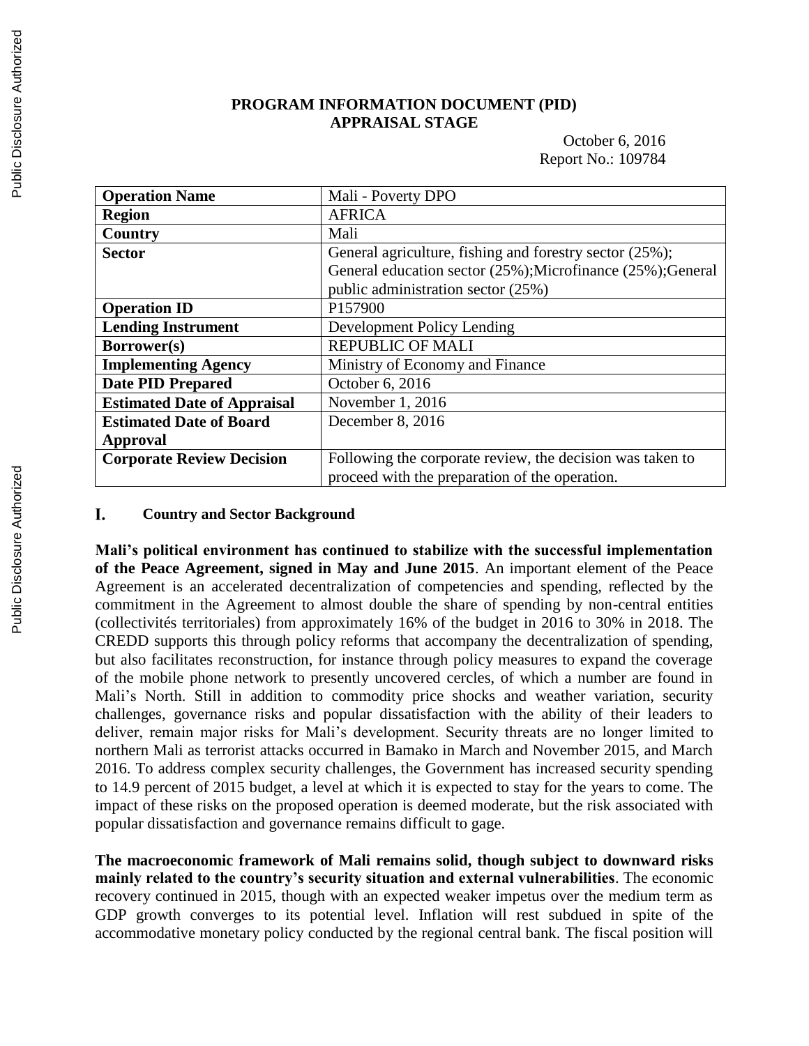**PROGRAM INFORMATION DOCUMENT (PID)**
**APPRAISAL STAGE**

October 6, 2016
Report No.: 109784

| **Operation Name** | Mali - Poverty DPO |
|---|---|
| **Region** | AFRICA |
| **Country** | Mali |
| **Sector** | General agriculture, fishing and forestry sector (25%); General education sector (25%);Microfinance (25%);General public administration sector (25%) |
| **Operation ID** | P157900 |
| **Lending Instrument** | Development Policy Lending |
| **Borrower(s)** | REPUBLIC OF MALI |
| **Implementing Agency** | Ministry of Economy and Finance |
| **Date PID Prepared** | October 6, 2016 |
| **Estimated Date of Appraisal** | November 1, 2016 |
| **Estimated Date of Board Approval** | December 8, 2016 |
| **Corporate Review Decision** | Following the corporate review, the decision was taken to proceed with the preparation of the operation. |

## I. Country and Sector Background

**Mali's political environment has continued to stabilize with the successful implementation of the Peace Agreement, signed in May and June 2015**. An important element of the Peace Agreement is an accelerated decentralization of competencies and spending, reflected by the commitment in the Agreement to almost double the share of spending by non-central entities (collectivités territoriales) from approximately 16% of the budget in 2016 to 30% in 2018. The CREDD supports this through policy reforms that accompany the decentralization of spending, but also facilitates reconstruction, for instance through policy measures to expand the coverage of the mobile phone network to presently uncovered cercles, of which a number are found in Mali's North. Still in addition to commodity price shocks and weather variation, security challenges, governance risks and popular dissatisfaction with the ability of their leaders to deliver, remain major risks for Mali's development. Security threats are no longer limited to northern Mali as terrorist attacks occurred in Bamako in March and November 2015, and March 2016. To address complex security challenges, the Government has increased security spending to 14.9 percent of 2015 budget, a level at which it is expected to stay for the years to come. The impact of these risks on the proposed operation is deemed moderate, but the risk associated with popular dissatisfaction and governance remains difficult to gage.

**The macroeconomic framework of Mali remains solid, though subject to downward risks mainly related to the country's security situation and external vulnerabilities**. The economic recovery continued in 2015, though with an expected weaker impetus over the medium term as GDP growth converges to its potential level. Inflation will rest subdued in spite of the accommodative monetary policy conducted by the regional central bank. The fiscal position will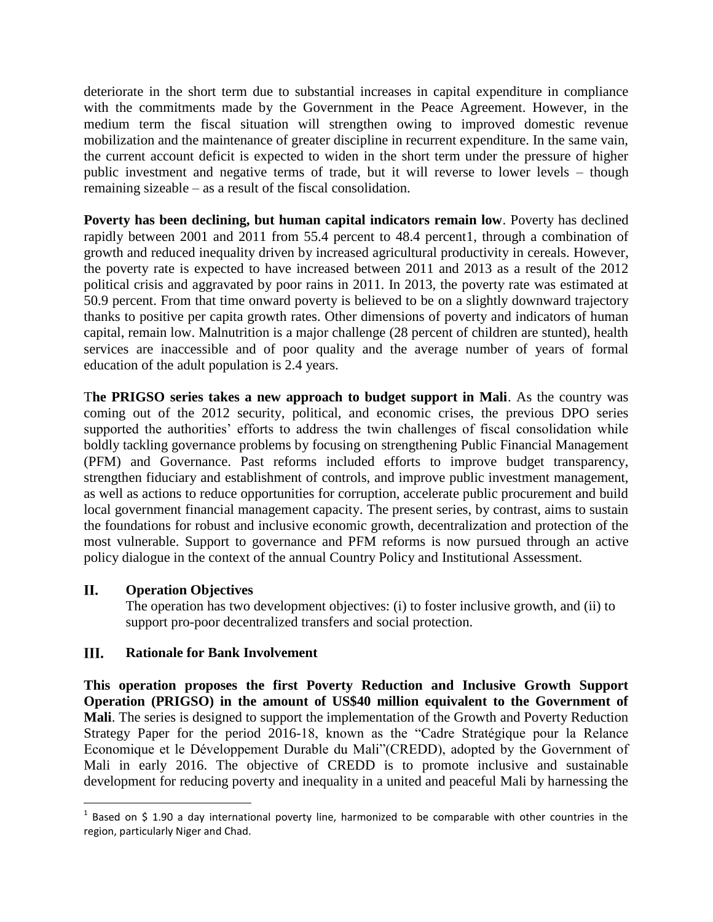deteriorate in the short term due to substantial increases in capital expenditure in compliance with the commitments made by the Government in the Peace Agreement. However, in the medium term the fiscal situation will strengthen owing to improved domestic revenue mobilization and the maintenance of greater discipline in recurrent expenditure. In the same vain, the current account deficit is expected to widen in the short term under the pressure of higher public investment and negative terms of trade, but it will reverse to lower levels – though remaining sizeable – as a result of the fiscal consolidation.

**Poverty has been declining, but human capital indicators remain low**. Poverty has declined rapidly between 2001 and 2011 from 55.4 percent to 48.4 percent[1], through a combination of growth and reduced inequality driven by increased agricultural productivity in cereals. However, the poverty rate is expected to have increased between 2011 and 2013 as a result of the 2012 political crisis and aggravated by poor rains in 2011. In 2013, the poverty rate was estimated at 50.9 percent. From that time onward poverty is believed to be on a slightly downward trajectory thanks to positive per capita growth rates. Other dimensions of poverty and indicators of human capital, remain low. Malnutrition is a major challenge (28 percent of children are stunted), health services are inaccessible and of poor quality and the average number of years of formal education of the adult population is 2.4 years.

T**he PRIGSO series takes a new approach to budget support in Mali**. As the country was coming out of the 2012 security, political, and economic crises, the previous DPO series supported the authorities' efforts to address the twin challenges of fiscal consolidation while boldly tackling governance problems by focusing on strengthening Public Financial Management (PFM) and Governance. Past reforms included efforts to improve budget transparency, strengthen fiduciary and establishment of controls, and improve public investment management, as well as actions to reduce opportunities for corruption, accelerate public procurement and build local government financial management capacity. The present series, by contrast, aims to sustain the foundations for robust and inclusive economic growth, decentralization and protection of the most vulnerable. Support to governance and PFM reforms is now pursued through an active policy dialogue in the context of the annual Country Policy and Institutional Assessment.

## II. Operation Objectives

The operation has two development objectives: (i) to foster inclusive growth, and (ii) to support pro-poor decentralized transfers and social protection.

## III. Rationale for Bank Involvement

**This operation proposes the first Poverty Reduction and Inclusive Growth Support Operation (PRIGSO) in the amount of US$40 million equivalent to the Government of Mali**. The series is designed to support the implementation of the Growth and Poverty Reduction Strategy Paper for the period 2016-18, known as the "Cadre Stratégique pour la Relance Economique et le Développement Durable du Mali"(CREDD), adopted by the Government of Mali in early 2016. The objective of CREDD is to promote inclusive and sustainable development for reducing poverty and inequality in a united and peaceful Mali by harnessing the

[1] Based on $ 1.90 a day international poverty line, harmonized to be comparable with other countries in the region, particularly Niger and Chad.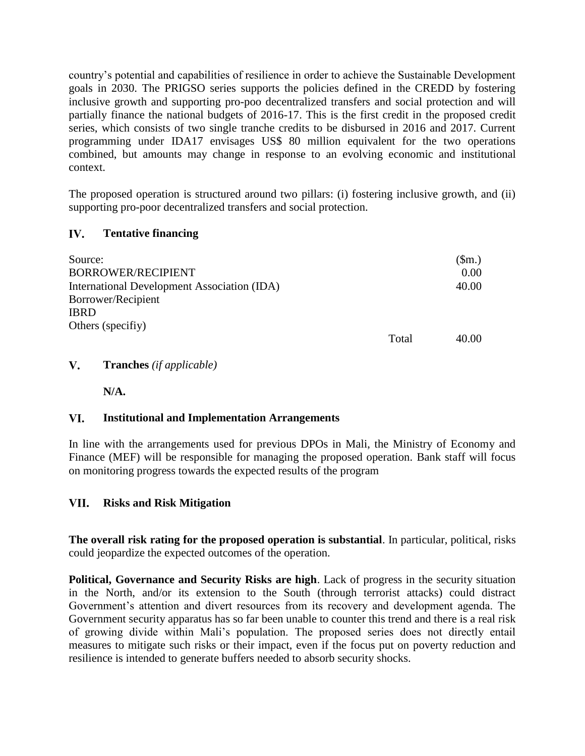country's potential and capabilities of resilience in order to achieve the Sustainable Development goals in 2030. The PRIGSO series supports the policies defined in the CREDD by fostering inclusive growth and supporting pro-poo decentralized transfers and social protection and will partially finance the national budgets of 2016-17. This is the first credit in the proposed credit series, which consists of two single tranche credits to be disbursed in 2016 and 2017. Current programming under IDA17 envisages US$ 80 million equivalent for the two operations combined, but amounts may change in response to an evolving economic and institutional context.

The proposed operation is structured around two pillars: (i) fostering inclusive growth, and (ii) supporting pro-poor decentralized transfers and social protection.

## IV. Tentative financing

| Source: | | ($m.) |
|---|---|---|
| BORROWER/RECIPIENT | | 0.00 |
| International Development Association (IDA) | | 40.00 |
| Borrower/Recipient | | |
| IBRD | | |
| Others (specifiy) | | |
| | Total | 40.00 |

## V. Tranches *(if applicable)*

**N/A.**

## VI. Institutional and Implementation Arrangements

In line with the arrangements used for previous DPOs in Mali, the Ministry of Economy and Finance (MEF) will be responsible for managing the proposed operation. Bank staff will focus on monitoring progress towards the expected results of the program

## VII. Risks and Risk Mitigation

**The overall risk rating for the proposed operation is substantial**. In particular, political, risks could jeopardize the expected outcomes of the operation.

**Political, Governance and Security Risks are high**. Lack of progress in the security situation in the North, and/or its extension to the South (through terrorist attacks) could distract Government's attention and divert resources from its recovery and development agenda. The Government security apparatus has so far been unable to counter this trend and there is a real risk of growing divide within Mali's population. The proposed series does not directly entail measures to mitigate such risks or their impact, even if the focus put on poverty reduction and resilience is intended to generate buffers needed to absorb security shocks.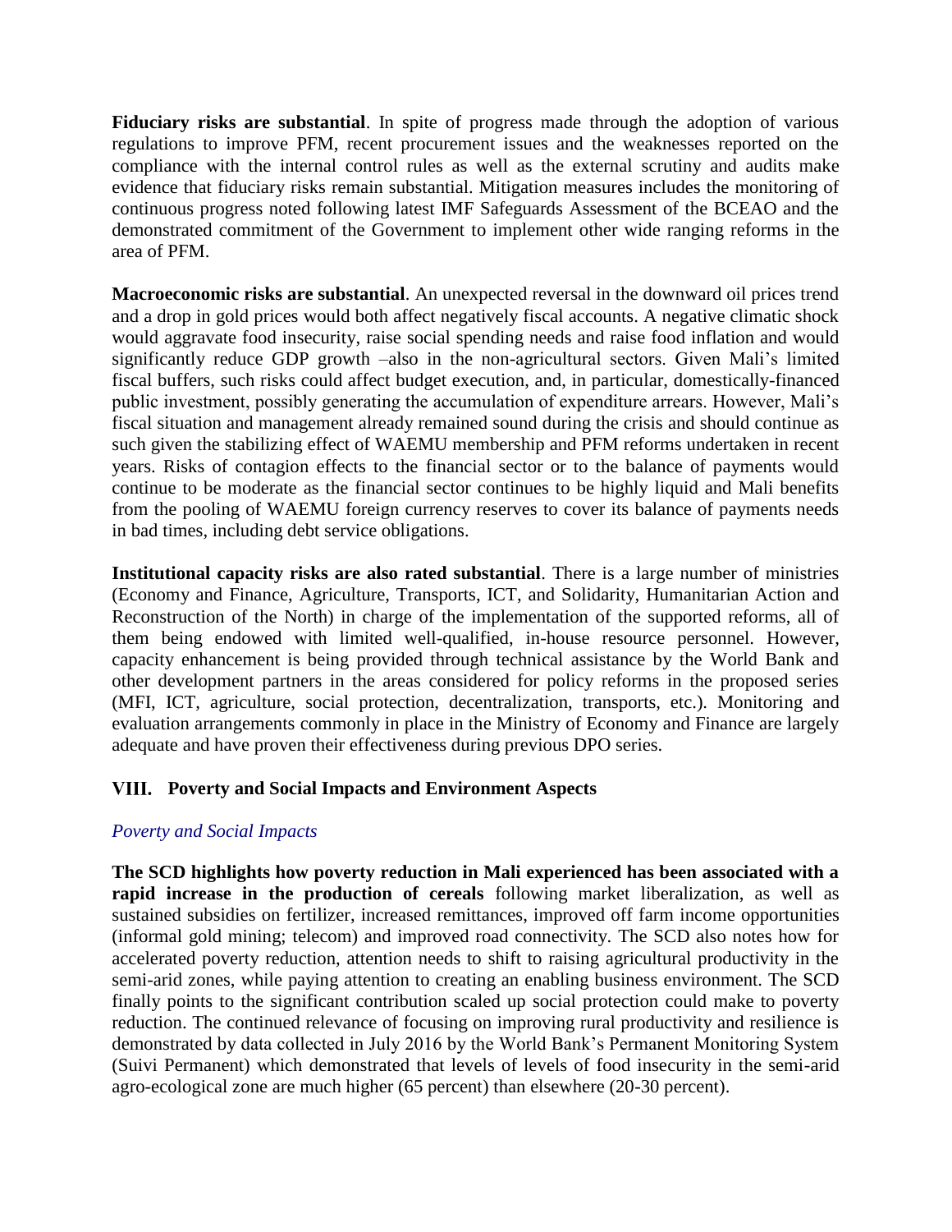**Fiduciary risks are substantial**. In spite of progress made through the adoption of various regulations to improve PFM, recent procurement issues and the weaknesses reported on the compliance with the internal control rules as well as the external scrutiny and audits make evidence that fiduciary risks remain substantial. Mitigation measures includes the monitoring of continuous progress noted following latest IMF Safeguards Assessment of the BCEAO and the demonstrated commitment of the Government to implement other wide ranging reforms in the area of PFM.

**Macroeconomic risks are substantial**. An unexpected reversal in the downward oil prices trend and a drop in gold prices would both affect negatively fiscal accounts. A negative climatic shock would aggravate food insecurity, raise social spending needs and raise food inflation and would significantly reduce GDP growth –also in the non-agricultural sectors. Given Mali's limited fiscal buffers, such risks could affect budget execution, and, in particular, domestically-financed public investment, possibly generating the accumulation of expenditure arrears. However, Mali's fiscal situation and management already remained sound during the crisis and should continue as such given the stabilizing effect of WAEMU membership and PFM reforms undertaken in recent years. Risks of contagion effects to the financial sector or to the balance of payments would continue to be moderate as the financial sector continues to be highly liquid and Mali benefits from the pooling of WAEMU foreign currency reserves to cover its balance of payments needs in bad times, including debt service obligations.

**Institutional capacity risks are also rated substantial**. There is a large number of ministries (Economy and Finance, Agriculture, Transports, ICT, and Solidarity, Humanitarian Action and Reconstruction of the North) in charge of the implementation of the supported reforms, all of them being endowed with limited well-qualified, in-house resource personnel. However, capacity enhancement is being provided through technical assistance by the World Bank and other development partners in the areas considered for policy reforms in the proposed series (MFI, ICT, agriculture, social protection, decentralization, transports, etc.). Monitoring and evaluation arrangements commonly in place in the Ministry of Economy and Finance are largely adequate and have proven their effectiveness during previous DPO series.

## VIII. Poverty and Social Impacts and Environment Aspects

### *Poverty and Social Impacts*

**The SCD highlights how poverty reduction in Mali experienced has been associated with a rapid increase in the production of cereals** following market liberalization, as well as sustained subsidies on fertilizer, increased remittances, improved off farm income opportunities (informal gold mining; telecom) and improved road connectivity. The SCD also notes how for accelerated poverty reduction, attention needs to shift to raising agricultural productivity in the semi-arid zones, while paying attention to creating an enabling business environment. The SCD finally points to the significant contribution scaled up social protection could make to poverty reduction. The continued relevance of focusing on improving rural productivity and resilience is demonstrated by data collected in July 2016 by the World Bank's Permanent Monitoring System (Suivi Permanent) which demonstrated that levels of levels of food insecurity in the semi-arid agro-ecological zone are much higher (65 percent) than elsewhere (20-30 percent).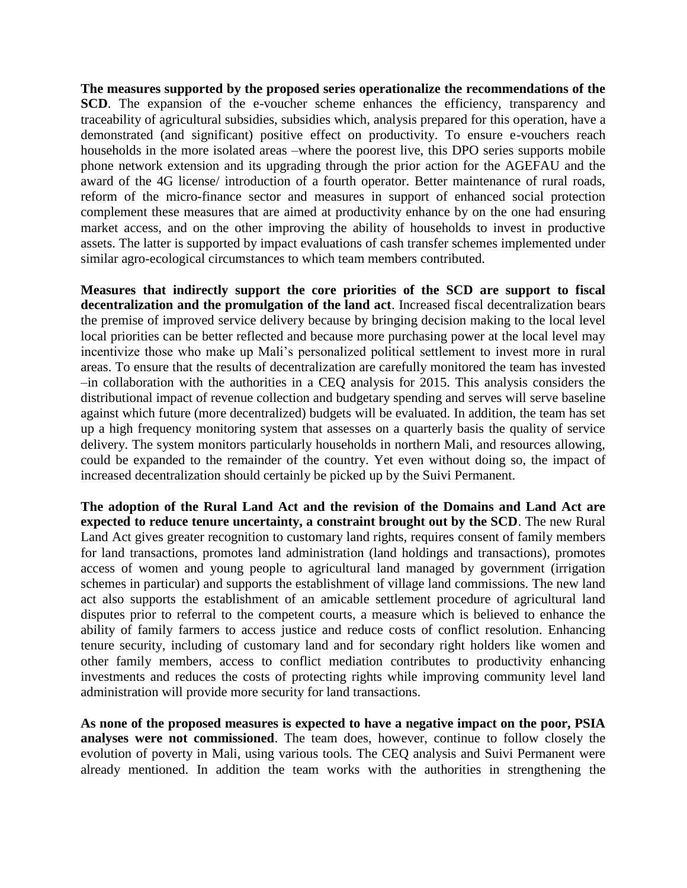**The measures supported by the proposed series operationalize the recommendations of the SCD**. The expansion of the e-voucher scheme enhances the efficiency, transparency and traceability of agricultural subsidies, subsidies which, analysis prepared for this operation, have a demonstrated (and significant) positive effect on productivity. To ensure e-vouchers reach households in the more isolated areas –where the poorest live, this DPO series supports mobile phone network extension and its upgrading through the prior action for the AGEFAU and the award of the 4G license/ introduction of a fourth operator. Better maintenance of rural roads, reform of the micro-finance sector and measures in support of enhanced social protection complement these measures that are aimed at productivity enhance by on the one had ensuring market access, and on the other improving the ability of households to invest in productive assets. The latter is supported by impact evaluations of cash transfer schemes implemented under similar agro-ecological circumstances to which team members contributed.

**Measures that indirectly support the core priorities of the SCD are support to fiscal decentralization and the promulgation of the land act**. Increased fiscal decentralization bears the premise of improved service delivery because by bringing decision making to the local level local priorities can be better reflected and because more purchasing power at the local level may incentivize those who make up Mali's personalized political settlement to invest more in rural areas. To ensure that the results of decentralization are carefully monitored the team has invested –in collaboration with the authorities in a CEQ analysis for 2015. This analysis considers the distributional impact of revenue collection and budgetary spending and serves will serve baseline against which future (more decentralized) budgets will be evaluated. In addition, the team has set up a high frequency monitoring system that assesses on a quarterly basis the quality of service delivery. The system monitors particularly households in northern Mali, and resources allowing, could be expanded to the remainder of the country. Yet even without doing so, the impact of increased decentralization should certainly be picked up by the Suivi Permanent.

**The adoption of the Rural Land Act and the revision of the Domains and Land Act are expected to reduce tenure uncertainty, a constraint brought out by the SCD**. The new Rural Land Act gives greater recognition to customary land rights, requires consent of family members for land transactions, promotes land administration (land holdings and transactions), promotes access of women and young people to agricultural land managed by government (irrigation schemes in particular) and supports the establishment of village land commissions. The new land act also supports the establishment of an amicable settlement procedure of agricultural land disputes prior to referral to the competent courts, a measure which is believed to enhance the ability of family farmers to access justice and reduce costs of conflict resolution. Enhancing tenure security, including of customary land and for secondary right holders like women and other family members, access to conflict mediation contributes to productivity enhancing investments and reduces the costs of protecting rights while improving community level land administration will provide more security for land transactions.

**As none of the proposed measures is expected to have a negative impact on the poor, PSIA analyses were not commissioned**. The team does, however, continue to follow closely the evolution of poverty in Mali, using various tools. The CEQ analysis and Suivi Permanent were already mentioned. In addition the team works with the authorities in strengthening the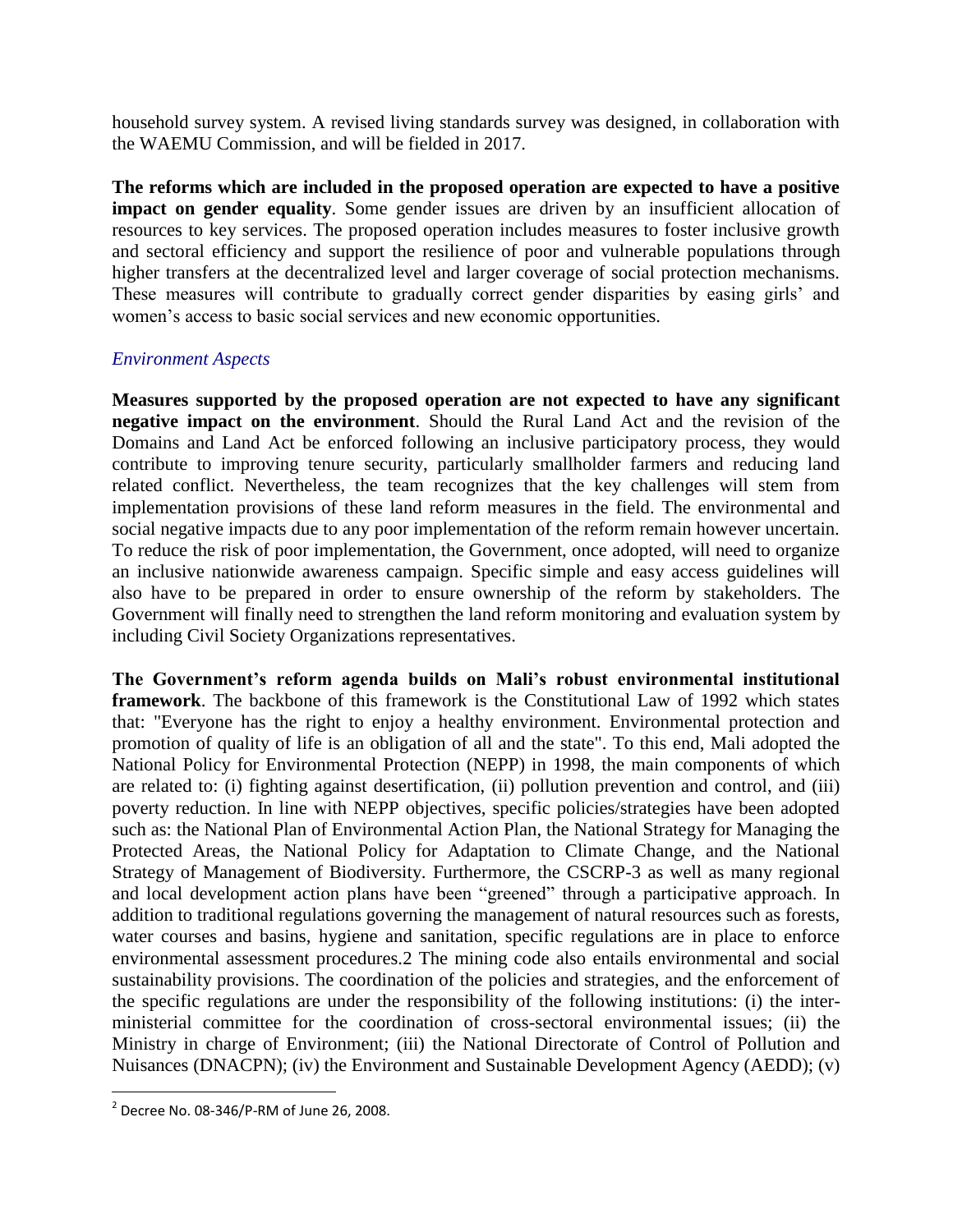household survey system. A revised living standards survey was designed, in collaboration with the WAEMU Commission, and will be fielded in 2017.

**The reforms which are included in the proposed operation are expected to have a positive impact on gender equality**. Some gender issues are driven by an insufficient allocation of resources to key services. The proposed operation includes measures to foster inclusive growth and sectoral efficiency and support the resilience of poor and vulnerable populations through higher transfers at the decentralized level and larger coverage of social protection mechanisms. These measures will contribute to gradually correct gender disparities by easing girls' and women's access to basic social services and new economic opportunities.

*Environment Aspects*

**Measures supported by the proposed operation are not expected to have any significant negative impact on the environment**. Should the Rural Land Act and the revision of the Domains and Land Act be enforced following an inclusive participatory process, they would contribute to improving tenure security, particularly smallholder farmers and reducing land related conflict. Nevertheless, the team recognizes that the key challenges will stem from implementation provisions of these land reform measures in the field. The environmental and social negative impacts due to any poor implementation of the reform remain however uncertain. To reduce the risk of poor implementation, the Government, once adopted, will need to organize an inclusive nationwide awareness campaign. Specific simple and easy access guidelines will also have to be prepared in order to ensure ownership of the reform by stakeholders. The Government will finally need to strengthen the land reform monitoring and evaluation system by including Civil Society Organizations representatives.

**The Government's reform agenda builds on Mali's robust environmental institutional framework**. The backbone of this framework is the Constitutional Law of 1992 which states that: "Everyone has the right to enjoy a healthy environment. Environmental protection and promotion of quality of life is an obligation of all and the state". To this end, Mali adopted the National Policy for Environmental Protection (NEPP) in 1998, the main components of which are related to: (i) fighting against desertification, (ii) pollution prevention and control, and (iii) poverty reduction. In line with NEPP objectives, specific policies/strategies have been adopted such as: the National Plan of Environmental Action Plan, the National Strategy for Managing the Protected Areas, the National Policy for Adaptation to Climate Change, and the National Strategy of Management of Biodiversity. Furthermore, the CSCRP-3 as well as many regional and local development action plans have been "greened" through a participative approach. In addition to traditional regulations governing the management of natural resources such as forests, water courses and basins, hygiene and sanitation, specific regulations are in place to enforce environmental assessment procedures.[2] The mining code also entails environmental and social sustainability provisions. The coordination of the policies and strategies, and the enforcement of the specific regulations are under the responsibility of the following institutions: (i) the inter-ministerial committee for the coordination of cross-sectoral environmental issues; (ii) the Ministry in charge of Environment; (iii) the National Directorate of Control of Pollution and Nuisances (DNACPN); (iv) the Environment and Sustainable Development Agency (AEDD); (v)

[2] Decree No. 08-346/P-RM of June 26, 2008.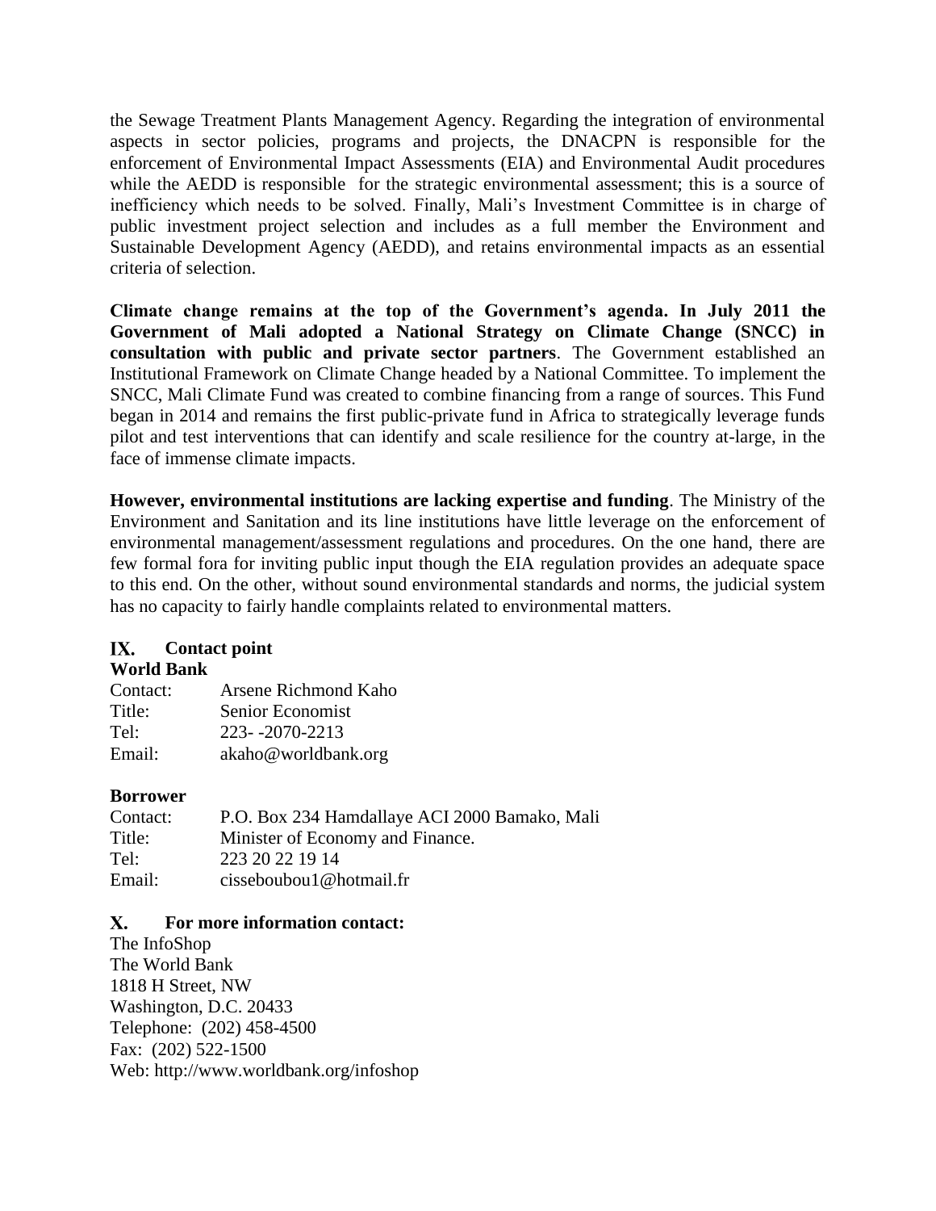the Sewage Treatment Plants Management Agency. Regarding the integration of environmental aspects in sector policies, programs and projects, the DNACPN is responsible for the enforcement of Environmental Impact Assessments (EIA) and Environmental Audit procedures while the AEDD is responsible for the strategic environmental assessment; this is a source of inefficiency which needs to be solved. Finally, Mali's Investment Committee is in charge of public investment project selection and includes as a full member the Environment and Sustainable Development Agency (AEDD), and retains environmental impacts as an essential criteria of selection.

**Climate change remains at the top of the Government's agenda. In July 2011 the Government of Mali adopted a National Strategy on Climate Change (SNCC) in consultation with public and private sector partners**. The Government established an Institutional Framework on Climate Change headed by a National Committee. To implement the SNCC, Mali Climate Fund was created to combine financing from a range of sources. This Fund began in 2014 and remains the first public-private fund in Africa to strategically leverage funds pilot and test interventions that can identify and scale resilience for the country at-large, in the face of immense climate impacts.

**However, environmental institutions are lacking expertise and funding**. The Ministry of the Environment and Sanitation and its line institutions have little leverage on the enforcement of environmental management/assessment regulations and procedures. On the one hand, there are few formal fora for inviting public input though the EIA regulation provides an adequate space to this end. On the other, without sound environmental standards and norms, the judicial system has no capacity to fairly handle complaints related to environmental matters.

## IX. Contact point

**World Bank**

Contact: Arsene Richmond Kaho
Title: Senior Economist
Tel: 223- -2070-2213
Email: akaho@worldbank.org

**Borrower**

Contact: P.O. Box 234 Hamdallaye ACI 2000 Bamako, Mali
Title: Minister of Economy and Finance.
Tel: 223 20 22 19 14
Email: cisseboubou1@hotmail.fr

## X. For more information contact:

The InfoShop
The World Bank
1818 H Street, NW
Washington, D.C. 20433
Telephone: (202) 458-4500
Fax: (202) 522-1500
Web: http://www.worldbank.org/infoshop